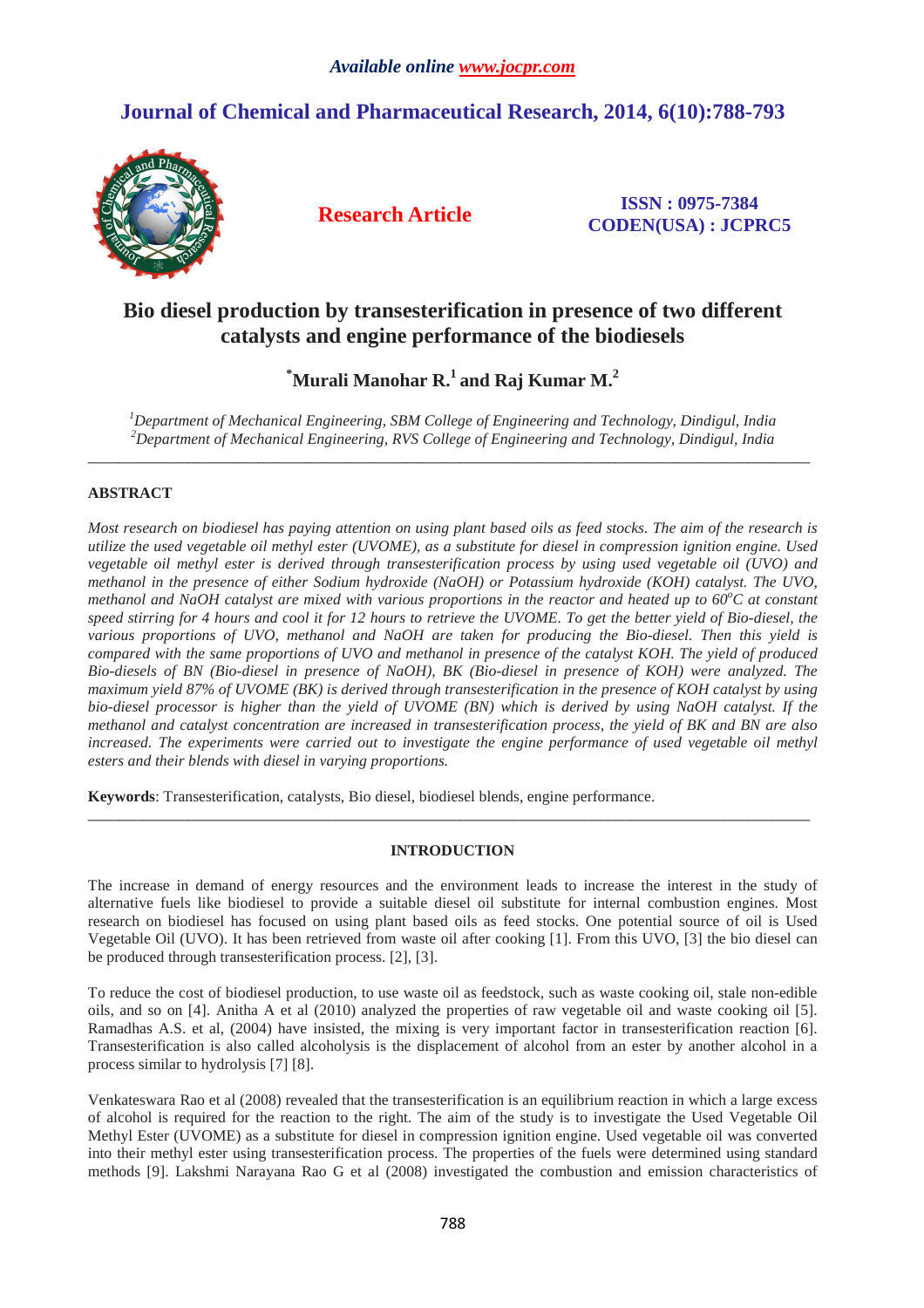*Available online www.jocpr.com*

# Journal of Chemical and Pharmaceutical Research, 2014, 6(10):788-793

**Research Article**

**ISSN : 0975-7384**
**CODEN(USA) : JCPRC5**

# Bio diesel production by transesterification in presence of two different catalysts and engine performance of the biodiesels

**\*Murali Manohar R.[1] and Raj Kumar M.[2]**

*[1]Department of Mechanical Engineering, SBM College of Engineering and Technology, Dindigul, India*
*[2]Department of Mechanical Engineering, RVS College of Engineering and Technology, Dindigul, India*

---

## ABSTRACT

*Most research on biodiesel has paying attention on using plant based oils as feed stocks. The aim of the research is utilize the used vegetable oil methyl ester (UVOME), as a substitute for diesel in compression ignition engine. Used vegetable oil methyl ester is derived through transesterification process by using used vegetable oil (UVO) and methanol in the presence of either Sodium hydroxide (NaOH) or Potassium hydroxide (KOH) catalyst. The UVO, methanol and NaOH catalyst are mixed with various proportions in the reactor and heated up to 60°C at constant speed stirring for 4 hours and cool it for 12 hours to retrieve the UVOME. To get the better yield of Bio-diesel, the various proportions of UVO, methanol and NaOH are taken for producing the Bio-diesel. Then this yield is compared with the same proportions of UVO and methanol in presence of the catalyst KOH. The yield of produced Bio-diesels of BN (Bio-diesel in presence of NaOH), BK (Bio-diesel in presence of KOH) were analyzed. The maximum yield 87% of UVOME (BK) is derived through transesterification in the presence of KOH catalyst by using bio-diesel processor is higher than the yield of UVOME (BN) which is derived by using NaOH catalyst. If the methanol and catalyst concentration are increased in transesterification process, the yield of BK and BN are also increased. The experiments were carried out to investigate the engine performance of used vegetable oil methyl esters and their blends with diesel in varying proportions.*

**Keywords**: Transesterification, catalysts, Bio diesel, biodiesel blends, engine performance.

---

## INTRODUCTION

The increase in demand of energy resources and the environment leads to increase the interest in the study of alternative fuels like biodiesel to provide a suitable diesel oil substitute for internal combustion engines. Most research on biodiesel has focused on using plant based oils as feed stocks. One potential source of oil is Used Vegetable Oil (UVO). It has been retrieved from waste oil after cooking [1]. From this UVO, [3] the bio diesel can be produced through transesterification process. [2], [3].

To reduce the cost of biodiesel production, to use waste oil as feedstock, such as waste cooking oil, stale non-edible oils, and so on [4]. Anitha A et al (2010) analyzed the properties of raw vegetable oil and waste cooking oil [5]. Ramadhas A.S. et al, (2004) have insisted, the mixing is very important factor in transesterification reaction [6]. Transesterification is also called alcoholysis is the displacement of alcohol from an ester by another alcohol in a process similar to hydrolysis [7] [8].

Venkateswara Rao et al (2008) revealed that the transesterification is an equilibrium reaction in which a large excess of alcohol is required for the reaction to the right. The aim of the study is to investigate the Used Vegetable Oil Methyl Ester (UVOME) as a substitute for diesel in compression ignition engine. Used vegetable oil was converted into their methyl ester using transesterification process. The properties of the fuels were determined using standard methods [9]. Lakshmi Narayana Rao G et al (2008) investigated the combustion and emission characteristics of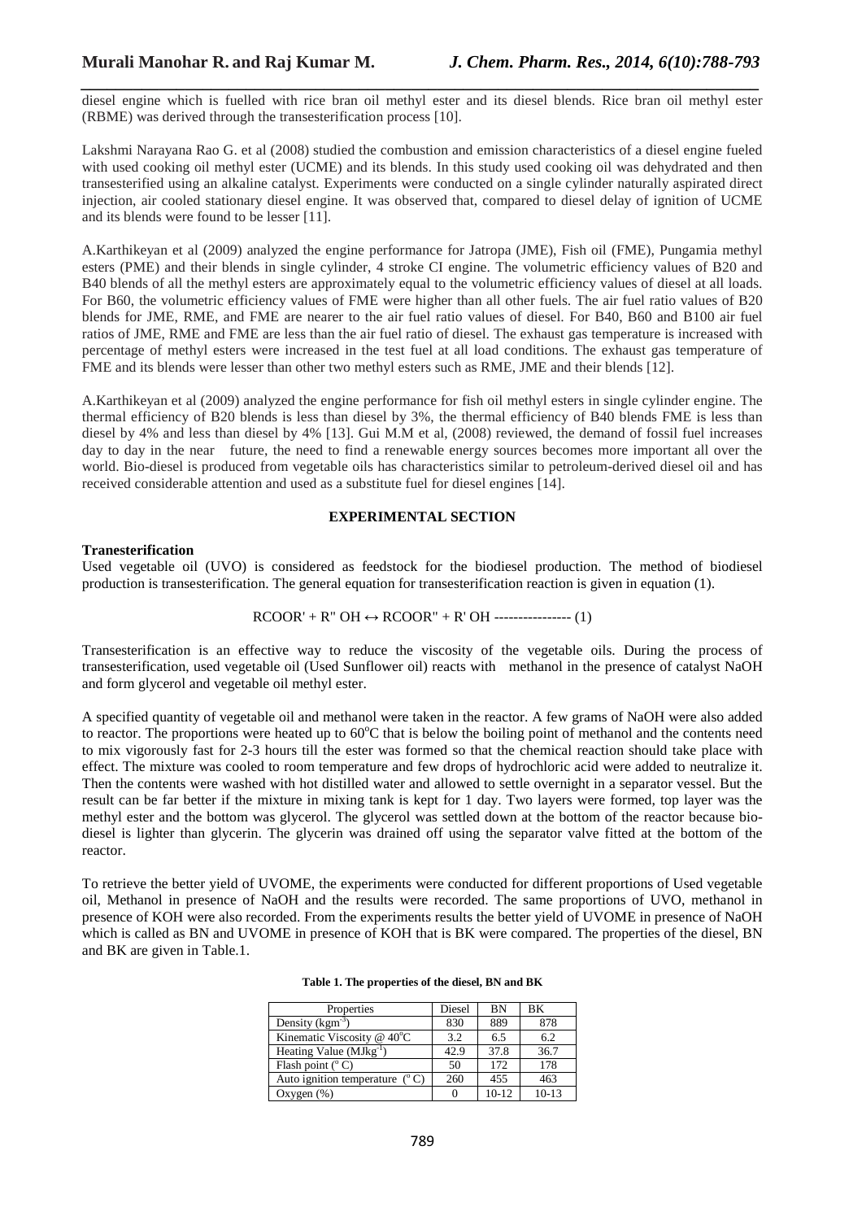diesel engine which is fuelled with rice bran oil methyl ester and its diesel blends. Rice bran oil methyl ester (RBME) was derived through the transesterification process [10].

Lakshmi Narayana Rao G. et al (2008) studied the combustion and emission characteristics of a diesel engine fueled with used cooking oil methyl ester (UCME) and its blends. In this study used cooking oil was dehydrated and then transesterified using an alkaline catalyst. Experiments were conducted on a single cylinder naturally aspirated direct injection, air cooled stationary diesel engine. It was observed that, compared to diesel delay of ignition of UCME and its blends were found to be lesser [11].

A.Karthikeyan et al (2009) analyzed the engine performance for Jatropa (JME), Fish oil (FME), Pungamia methyl esters (PME) and their blends in single cylinder, 4 stroke CI engine. The volumetric efficiency values of B20 and B40 blends of all the methyl esters are approximately equal to the volumetric efficiency values of diesel at all loads. For B60, the volumetric efficiency values of FME were higher than all other fuels. The air fuel ratio values of B20 blends for JME, RME, and FME are nearer to the air fuel ratio values of diesel. For B40, B60 and B100 air fuel ratios of JME, RME and FME are less than the air fuel ratio of diesel. The exhaust gas temperature is increased with percentage of methyl esters were increased in the test fuel at all load conditions. The exhaust gas temperature of FME and its blends were lesser than other two methyl esters such as RME, JME and their blends [12].

A.Karthikeyan et al (2009) analyzed the engine performance for fish oil methyl esters in single cylinder engine. The thermal efficiency of B20 blends is less than diesel by 3%, the thermal efficiency of B40 blends FME is less than diesel by 4% and less than diesel by 4% [13]. Gui M.M et al, (2008) reviewed, the demand of fossil fuel increases day to day in the near future, the need to find a renewable energy sources becomes more important all over the world. Bio-diesel is produced from vegetable oils has characteristics similar to petroleum-derived diesel oil and has received considerable attention and used as a substitute fuel for diesel engines [14].

## EXPERIMENTAL SECTION

**Tranesterification**

Used vegetable oil (UVO) is considered as feedstock for the biodiesel production. The method of biodiesel production is transesterification. The general equation for transesterification reaction is given in equation (1).

$$RCOOR' + R''OH \leftrightarrow RCOOR'' + R'OH \text{ ---------------- (1)}$$

Transesterification is an effective way to reduce the viscosity of the vegetable oils. During the process of transesterification, used vegetable oil (Used Sunflower oil) reacts with methanol in the presence of catalyst NaOH and form glycerol and vegetable oil methyl ester.

A specified quantity of vegetable oil and methanol were taken in the reactor. A few grams of NaOH were also added to reactor. The proportions were heated up to 60°C that is below the boiling point of methanol and the contents need to mix vigorously fast for 2-3 hours till the ester was formed so that the chemical reaction should take place with effect. The mixture was cooled to room temperature and few drops of hydrochloric acid were added to neutralize it. Then the contents were washed with hot distilled water and allowed to settle overnight in a separator vessel. But the result can be far better if the mixture in mixing tank is kept for 1 day. Two layers were formed, top layer was the methyl ester and the bottom was glycerol. The glycerol was settled down at the bottom of the reactor because bio-diesel is lighter than glycerin. The glycerin was drained off using the separator valve fitted at the bottom of the reactor.

To retrieve the better yield of UVOME, the experiments were conducted for different proportions of Used vegetable oil, Methanol in presence of NaOH and the results were recorded. The same proportions of UVO, methanol in presence of KOH were also recorded. From the experiments results the better yield of UVOME in presence of NaOH which is called as BN and UVOME in presence of KOH that is BK were compared. The properties of the diesel, BN and BK are given in Table.1.

**Table 1. The properties of the diesel, BN and BK**

| Properties | Diesel | BN | BK |
|---|---|---|---|
| Density ($kgm^{-3}$) | 830 | 889 | 878 |
| Kinematic Viscosity @ 40°C | 3.2 | 6.5 | 6.2 |
| Heating Value ($MJkg^{-1}$) | 42.9 | 37.8 | 36.7 |
| Flash point (° C) | 50 | 172 | 178 |
| Auto ignition temperature (° C) | 260 | 455 | 463 |
| Oxygen (%) | 0 | 10-12 | 10-13 |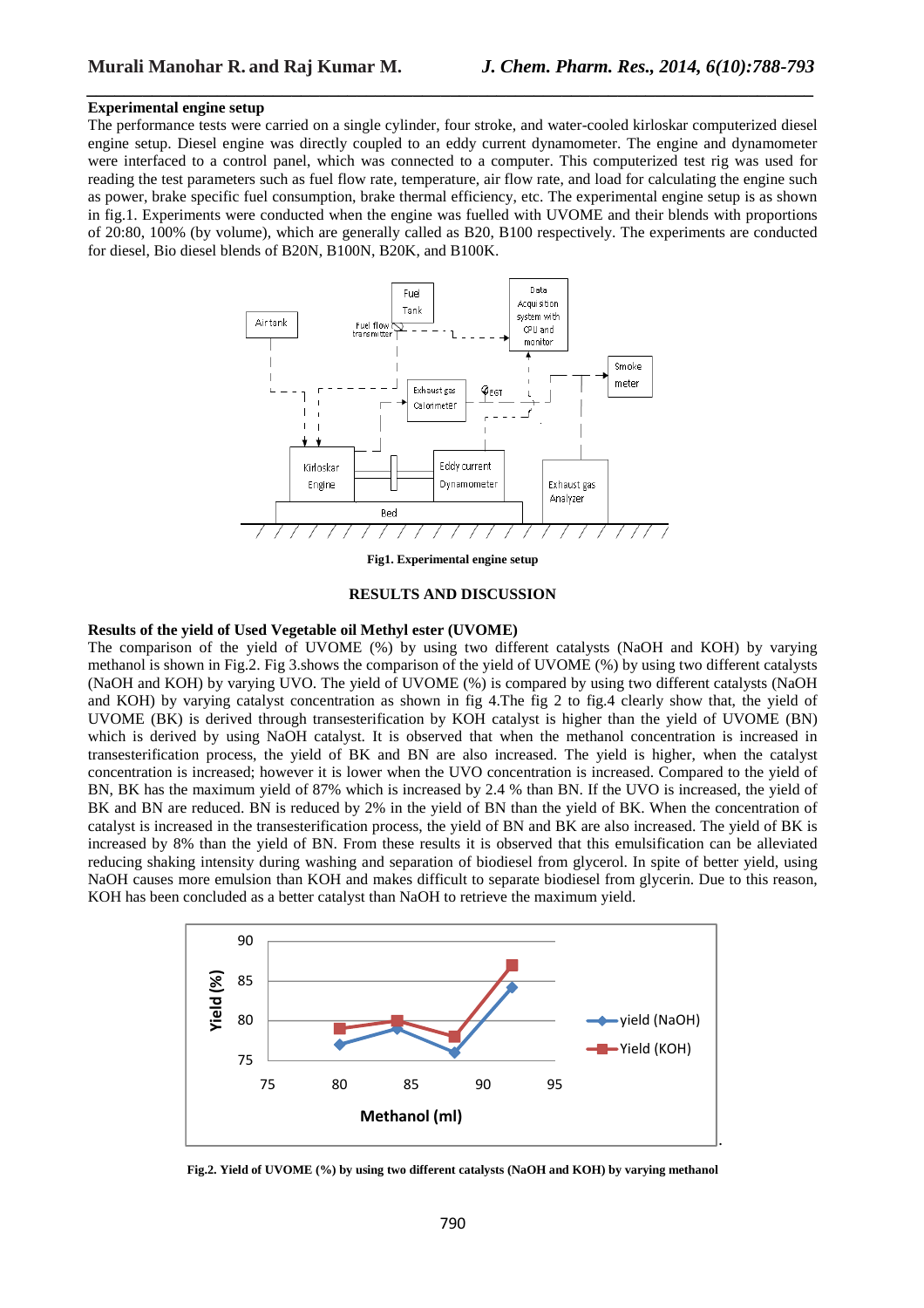**Experimental engine setup**

The performance tests were carried on a single cylinder, four stroke, and water-cooled kirloskar computerized diesel engine setup. Diesel engine was directly coupled to an eddy current dynamometer. The engine and dynamometer were interfaced to a control panel, which was connected to a computer. This computerized test rig was used for reading the test parameters such as fuel flow rate, temperature, air flow rate, and load for calculating the engine such as power, brake specific fuel consumption, brake thermal efficiency, etc. The experimental engine setup is as shown in fig.1. Experiments were conducted when the engine was fuelled with UVOME and their blends with proportions of 20:80, 100% (by volume), which are generally called as B20, B100 respectively. The experiments are conducted for diesel, Bio diesel blends of B20N, B100N, B20K, and B100K.

**Fig1. Experimental engine setup**

## RESULTS AND DISCUSSION

**Results of the yield of Used Vegetable oil Methyl ester (UVOME)**

The comparison of the yield of UVOME (%) by using two different catalysts (NaOH and KOH) by varying methanol is shown in Fig.2. Fig 3.shows the comparison of the yield of UVOME (%) by using two different catalysts (NaOH and KOH) by varying UVO. The yield of UVOME (%) is compared by using two different catalysts (NaOH and KOH) by varying catalyst concentration as shown in fig 4.The fig 2 to fig.4 clearly show that, the yield of UVOME (BK) is derived through transesterification by KOH catalyst is higher than the yield of UVOME (BN) which is derived by using NaOH catalyst. It is observed that when the methanol concentration is increased in transesterification process, the yield of BK and BN are also increased. The yield is higher, when the catalyst concentration is increased; however it is lower when the UVO concentration is increased. Compared to the yield of BN, BK has the maximum yield of 87% which is increased by 2.4 % than BN. If the UVO is increased, the yield of BK and BN are reduced. BN is reduced by 2% in the yield of BN than the yield of BK. When the concentration of catalyst is increased in the transesterification process, the yield of BN and BK are also increased. The yield of BK is increased by 8% than the yield of BN. From these results it is observed that this emulsification can be alleviated reducing shaking intensity during washing and separation of biodiesel from glycerol. In spite of better yield, using NaOH causes more emulsion than KOH and makes difficult to separate biodiesel from glycerin. Due to this reason, KOH has been concluded as a better catalyst than NaOH to retrieve the maximum yield.

**Fig.2. Yield of UVOME (%) by using two different catalysts (NaOH and KOH) by varying methanol**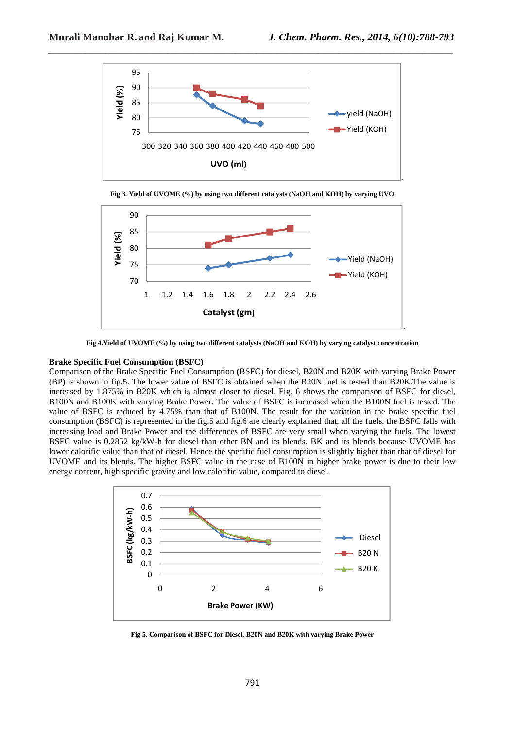Fig 3. Yield of UVOME (%) by using two different catalysts (NaOH and KOH) by varying UVO

Fig 4.Yield of UVOME (%) by using two different catalysts (NaOH and KOH) by varying catalyst concentration

### Brake Specific Fuel Consumption (BSFC)

Comparison of the Brake Specific Fuel Consumption **(**BSFC) for diesel, B20N and B20K with varying Brake Power (BP) is shown in fig.5. The lower value of BSFC is obtained when the B20N fuel is tested than B20K.The value is increased by 1.875% in B20K which is almost closer to diesel. Fig. 6 shows the comparison of BSFC for diesel, B100N and B100K with varying Brake Power. The value of BSFC is increased when the B100N fuel is tested. The value of BSFC is reduced by 4.75% than that of B100N. The result for the variation in the brake specific fuel consumption (BSFC) is represented in the fig.5 and fig.6 are clearly explained that, all the fuels, the BSFC falls with increasing load and Brake Power and the differences of BSFC are very small when varying the fuels. The lowest BSFC value is 0.2852 kg/kW-h for diesel than other BN and its blends, BK and its blends because UVOME has lower calorific value than that of diesel. Hence the specific fuel consumption is slightly higher than that of diesel for UVOME and its blends. The higher BSFC value in the case of B100N in higher brake power is due to their low energy content, high specific gravity and low calorific value, compared to diesel.

Fig 5. Comparison of BSFC for Diesel, B20N and B20K with varying Brake Power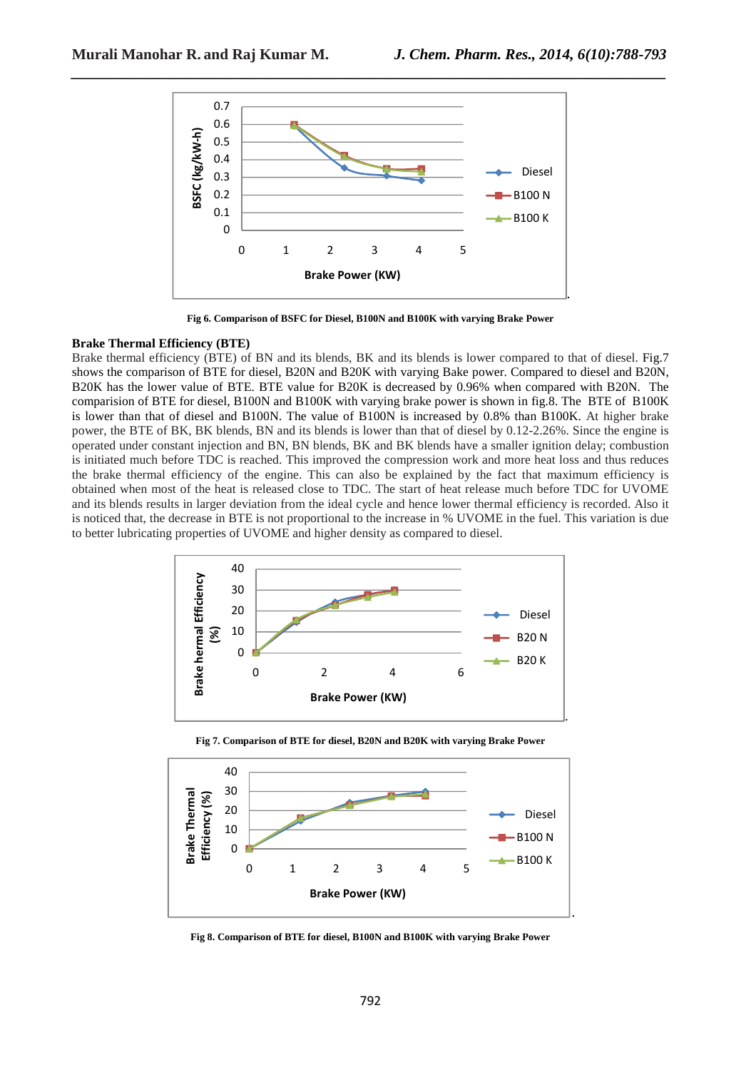Fig 6. Comparison of BSFC for Diesel, B100N and B100K with varying Brake Power

**Brake Thermal Efficiency (BTE)**

Brake thermal efficiency (BTE) of BN and its blends, BK and its blends is lower compared to that of diesel. Fig.7 shows the comparison of BTE for diesel, B20N and B20K with varying Bake power. Compared to diesel and B20N, B20K has the lower value of BTE. BTE value for B20K is decreased by 0.96% when compared with B20N. The comparision of BTE for diesel, B100N and B100K with varying brake power is shown in fig.8. The BTE of B100K is lower than that of diesel and B100N. The value of B100N is increased by 0.8% than B100K. At higher brake power, the BTE of BK, BK blends, BN and its blends is lower than that of diesel by 0.12-2.26%. Since the engine is operated under constant injection and BN, BN blends, BK and BK blends have a smaller ignition delay; combustion is initiated much before TDC is reached. This improved the compression work and more heat loss and thus reduces the brake thermal efficiency of the engine. This can also be explained by the fact that maximum efficiency is obtained when most of the heat is released close to TDC. The start of heat release much before TDC for UVOME and its blends results in larger deviation from the ideal cycle and hence lower thermal efficiency is recorded. Also it is noticed that, the decrease in BTE is not proportional to the increase in % UVOME in the fuel. This variation is due to better lubricating properties of UVOME and higher density as compared to diesel.

Fig 7. Comparison of BTE for diesel, B20N and B20K with varying Brake Power

Fig 8. Comparison of BTE for diesel, B100N and B100K with varying Brake Power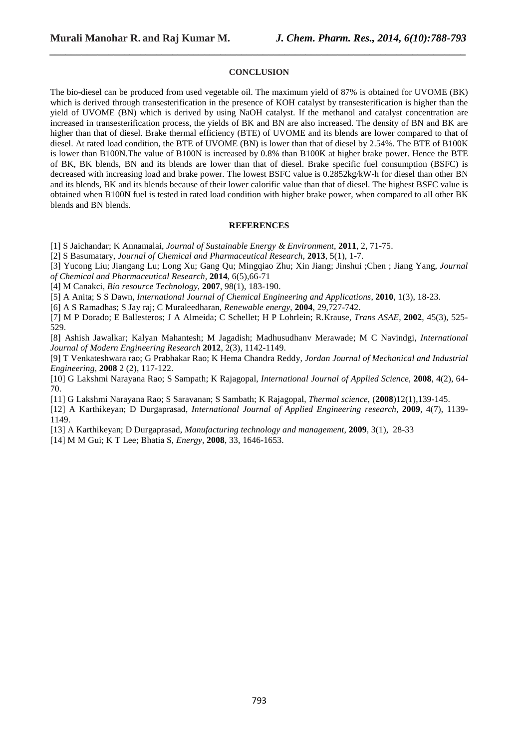## CONCLUSION

The bio-diesel can be produced from used vegetable oil. The maximum yield of 87% is obtained for UVOME (BK) which is derived through transesterification in the presence of KOH catalyst by transesterification is higher than the yield of UVOME (BN) which is derived by using NaOH catalyst. If the methanol and catalyst concentration are increased in transesterification process, the yields of BK and BN are also increased. The density of BN and BK are higher than that of diesel. Brake thermal efficiency (BTE) of UVOME and its blends are lower compared to that of diesel. At rated load condition, the BTE of UVOME (BN) is lower than that of diesel by 2.54%. The BTE of B100K is lower than B100N.The value of B100N is increased by 0.8% than B100K at higher brake power. Hence the BTE of BK, BK blends, BN and its blends are lower than that of diesel. Brake specific fuel consumption (BSFC) is decreased with increasing load and brake power. The lowest BSFC value is 0.2852kg/kW-h for diesel than other BN and its blends, BK and its blends because of their lower calorific value than that of diesel. The highest BSFC value is obtained when B100N fuel is tested in rated load condition with higher brake power, when compared to all other BK blends and BN blends.

## REFERENCES

[1] S Jaichandar; K Annamalai, *Journal of Sustainable Energy & Environment*, **2011**, 2, 71-75.

[2] S Basumatary, *Journal of Chemical and Pharmaceutical Research*, **2013**, 5(1), 1-7.

[3] Yucong Liu; Jiangang Lu; Long Xu; Gang Qu; Mingqiao Zhu; Xin Jiang; Jinshui ;Chen ; Jiang Yang, *Journal of Chemical and Pharmaceutical Research*, **2014**, 6(5),66-71

[4] M Canakci, *Bio resource Technology*, **2007**, 98(1), 183-190.

[5] A Anita; S S Dawn, *International Journal of Chemical Engineering and Applications*, **2010**, 1(3), 18-23.

[6] A S Ramadhas; S Jay raj; C Muraleedharan, *Renewable energy*, **2004**, 29,727-742.

[7] M P Dorado; E Ballesteros; J A Almeida; C Schellet; H P Lohrlein; R.Krause, *Trans ASAE*, **2002**, 45(3), 525-529.

[8] Ashish Jawalkar; Kalyan Mahantesh; M Jagadish; Madhusudhanv Merawade; M C Navindgi, *International Journal of Modern Engineering Research* **2012**, 2(3), 1142-1149.

[9] T Venkateshwara rao; G Prabhakar Rao; K Hema Chandra Reddy, *Jordan Journal of Mechanical and Industrial Engineering*, **2008** 2 (2), 117-122.

[10] G Lakshmi Narayana Rao; S Sampath; K Rajagopal, *International Journal of Applied Science*, **2008**, 4(2), 64-70.

[11] G Lakshmi Narayana Rao; S Saravanan; S Sambath; K Rajagopal, *Thermal science*, (**2008**)12(1),139-145.

[12] A Karthikeyan; D Durgaprasad, *International Journal of Applied Engineering research*, **2009**, 4(7), 1139-1149.

[13] A Karthikeyan; D Durgaprasad, *Manufacturing technology and management*, **2009**, 3(1), 28-33

[14] M M Gui; K T Lee; Bhatia S, *Energy*, **2008**, 33, 1646-1653.